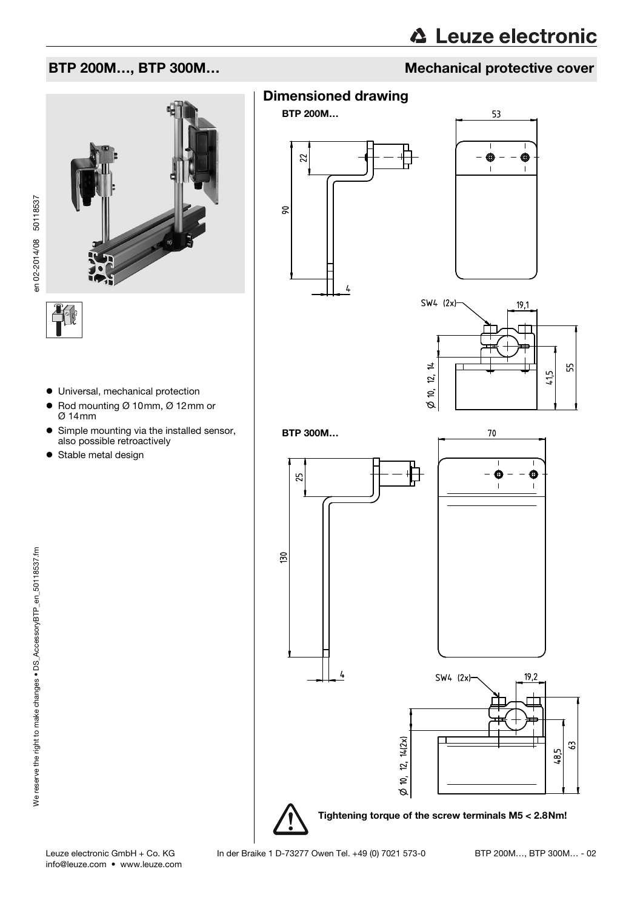# BTP 200M…, BTP 300M…

## Mechanical protective cover

- Universal, mechanical protection
- Rod mounting Ø 10mm, Ø 12mm or Ø 14mm
- Simple mounting via the installed sensor, also possible retroactively
- Stable metal design

## Dimensioned drawing

**BTP 200M…**

**BTP 300M…**

**Tightening torque of the screw terminals M5 < 2.8Nm!**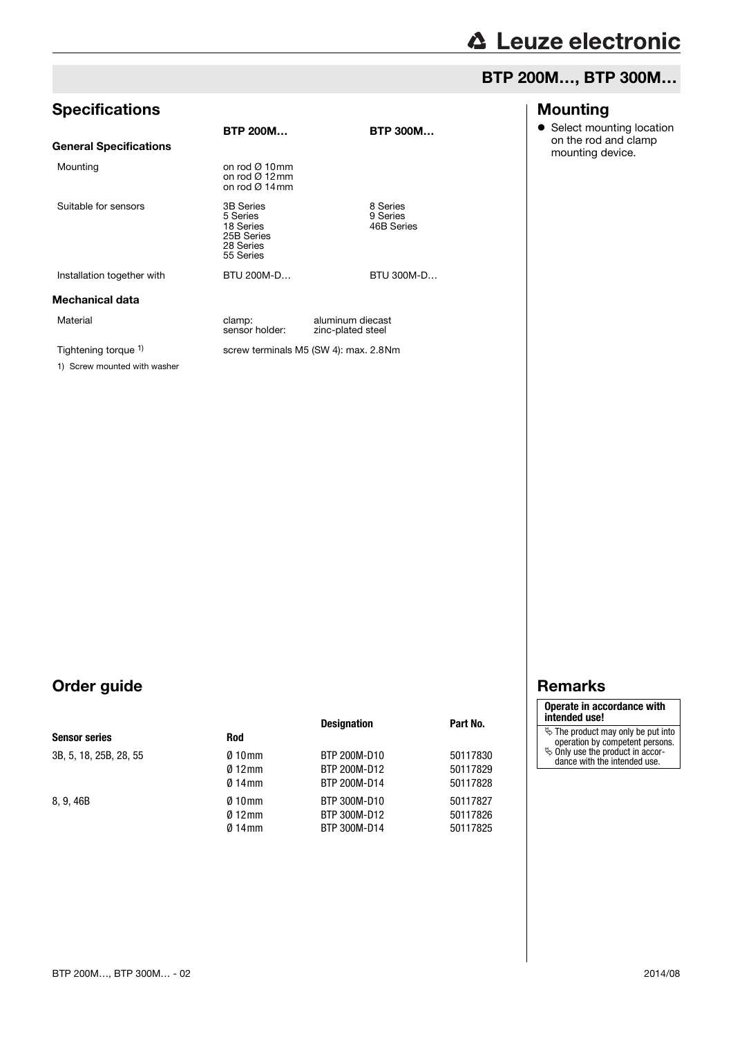## BTP 200M…, BTP 300M…

## Specifications

| | BTP 200M… | BTP 300M… |
|---|---|---|
| **General Specifications** | | |
| Mounting | on rod Ø 10mm<br>on rod Ø 12mm<br>on rod Ø 14mm | |
| Suitable for sensors | 3B Series<br>5 Series<br>18 Series<br>25B Series<br>28 Series<br>55 Series | 8 Series<br>9 Series<br>46B Series |
| Installation together with | BTU 200M-D… | BTU 300M-D… |
| **Mechanical data** | | |
| Material | clamp: aluminum diecast<br>sensor holder: zinc-plated steel | |
| Tightening torque [1] | screw terminals M5 (SW 4): max. 2.8Nm | |

1) Screw mounted with washer

## Mounting

- Select mounting location on the rod and clamp mounting device.

## Order guide

| Sensor series | Rod | Designation | Part No. |
|---|---|---|---|
| 3B, 5, 18, 25B, 28, 55 | Ø 10mm | BTP 200M-D10 | 50117830 |
| | Ø 12mm | BTP 200M-D12 | 50117829 |
| | Ø 14mm | BTP 200M-D14 | 50117828 |
| 8, 9, 46B | Ø 10mm | BTP 300M-D10 | 50117827 |
| | Ø 12mm | BTP 300M-D12 | 50117826 |
| | Ø 14mm | BTP 300M-D14 | 50117825 |

## Remarks

**Operate in accordance with intended use!**

- The product may only be put into operation by competent persons.
- Only use the product in accordance with the intended use.